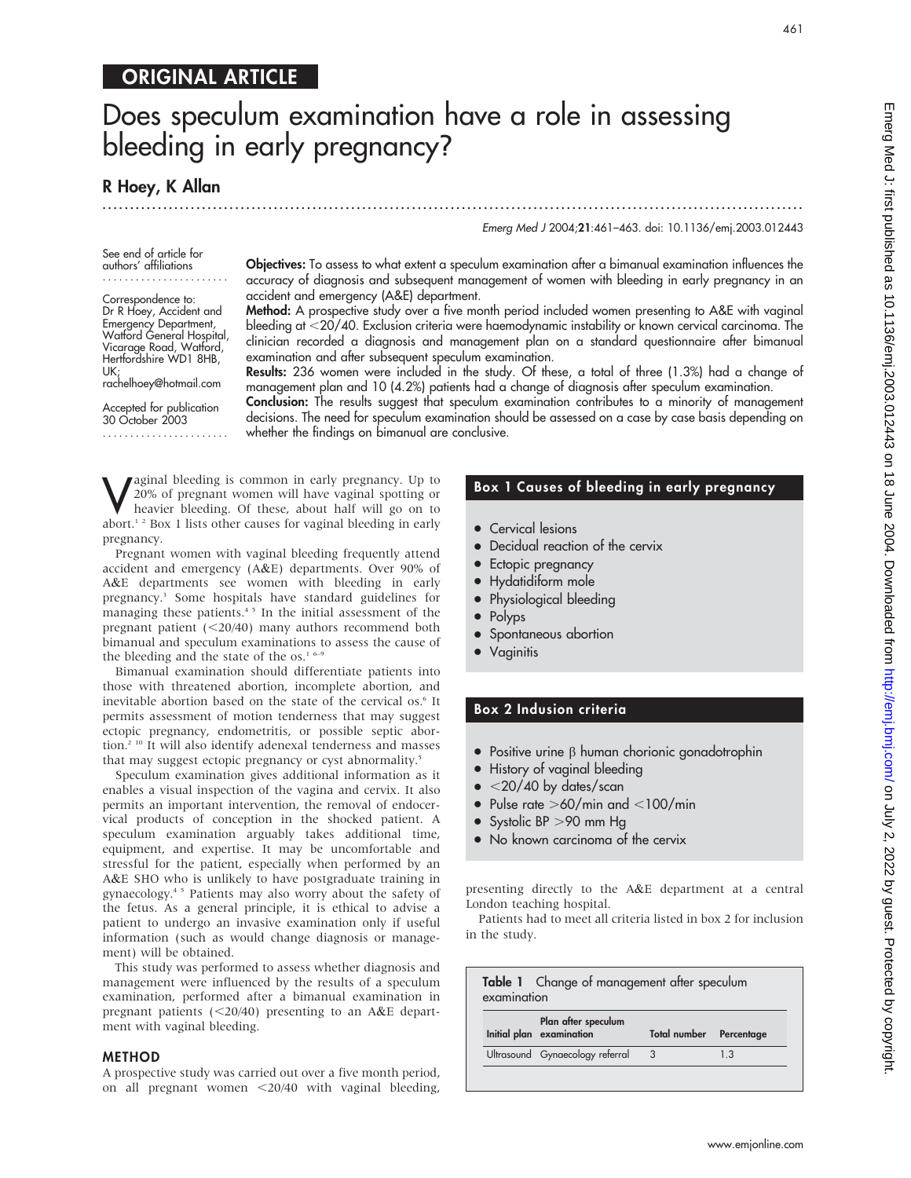ORIGINAL ARTICLE

# Does speculum examination have a role in assessing bleeding in early pregnancy?

## R Hoey, K Allan

See end of article for authors' affiliations

Correspondence to: Dr R Hoey, Accident and Emergency Department, Watford General Hospital, Vicarage Road, Watford, Hertfordshire WD1 8HB, UK; rachelhoey@hotmail.com

Accepted for publication 30 October 2003

**Objectives:** To assess to what extent a speculum examination after a bimanual examination influences the accuracy of diagnosis and subsequent management of women with bleeding in early pregnancy in an accident and emergency (A&E) department.

**Method:** A prospective study over a five month period included women presenting to A&E with vaginal bleeding at <20/40. Exclusion criteria were haemodynamic instability or known cervical carcinoma. The clinician recorded a diagnosis and management plan on a standard questionnaire after bimanual examination and after subsequent speculum examination.

**Results:** 236 women were included in the study. Of these, a total of three (1.3%) had a change of management plan and 10 (4.2%) patients had a change of diagnosis after speculum examination.

**Conclusion:** The results suggest that speculum examination contributes to a minority of management decisions. The need for speculum examination should be assessed on a case by case basis depending on whether the findings on bimanual are conclusive.

Vaginal bleeding is common in early pregnancy. Up to 20% of pregnant women will have vaginal spotting or heavier bleeding. Of these, about half will go on to abort.[1,2] Box 1 lists other causes for vaginal bleeding in early pregnancy.

Pregnant women with vaginal bleeding frequently attend accident and emergency (A&E) departments. Over 90% of A&E departments see women with bleeding in early pregnancy.[3] Some hospitals have standard guidelines for managing these patients.[4,5] In the initial assessment of the pregnant patient (<20/40) many authors recommend both bimanual and speculum examinations to assess the cause of the bleeding and the state of the os.[1,6–9]

Bimanual examination should differentiate patients into those with threatened abortion, incomplete abortion, and inevitable abortion based on the state of the cervical os.[6] It permits assessment of motion tenderness that may suggest ectopic pregnancy, endometritis, or possible septic abortion.[2,10] It will also identify adenexal tenderness and masses that may suggest ectopic pregnancy or cyst abnormality.[5]

Speculum examination gives additional information as it enables a visual inspection of the vagina and cervix. It also permits an important intervention, the removal of endocervical products of conception in the shocked patient. A speculum examination arguably takes additional time, equipment, and expertise. It may be uncomfortable and stressful for the patient, especially when performed by an A&E SHO who is unlikely to have postgraduate training in gynaecology.[4,5] Patients may also worry about the safety of the fetus. As a general principle, it is ethical to advise a patient to undergo an invasive examination only if useful information (such as would change diagnosis or management) will be obtained.

This study was performed to assess whether diagnosis and management were influenced by the results of a speculum examination, performed after a bimanual examination in pregnant patients (<20/40) presenting to an A&E department with vaginal bleeding.

### Box 1 Causes of bleeding in early pregnancy

- Cervical lesions
- Decidual reaction of the cervix
- Ectopic pregnancy
- Hydatidiform mole
- Physiological bleeding
- Polyps
- Spontaneous abortion
- Vaginitis

### Box 2 Inclusion criteria

- Positive urine β human chorionic gonadotrophin
- History of vaginal bleeding
- <20/40 by dates/scan
- Pulse rate >60/min and <100/min
- Systolic BP >90 mm Hg
- No known carcinoma of the cervix

## METHOD

A prospective study was carried out over a five month period, on all pregnant women <20/40 with vaginal bleeding, presenting directly to the A&E department at a central London teaching hospital.

Patients had to meet all criteria listed in box 2 for inclusion in the study.

**Table 1** Change of management after speculum examination

| Initial plan | Plan after speculum examination | Total number | Percentage |
|---|---|---|---|
| Ultrasound | Gynaecology referral | 3 | 1.3 |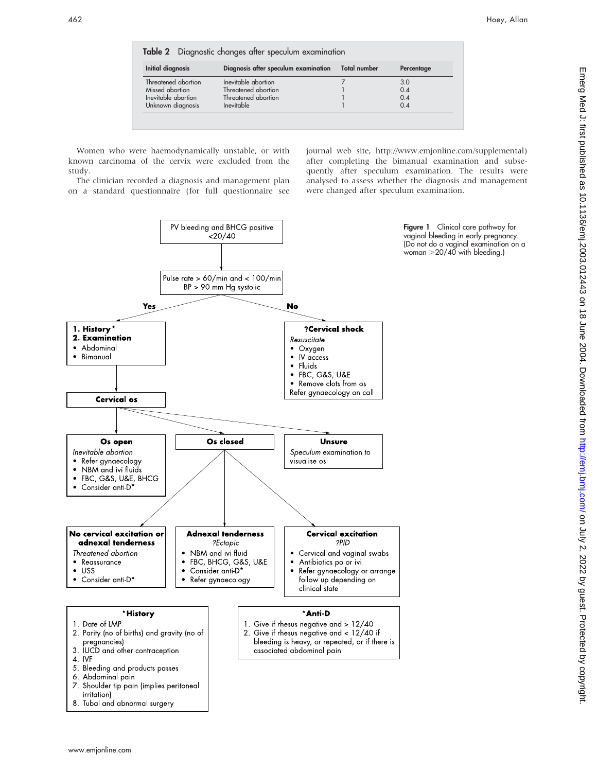**Table 2** Diagnostic changes after speculum examination

| Initial diagnosis | Diagnosis after speculum examination | Total number | Percentage |
|---|---|---|---|
| Threatened abortion | Inevitable abortion | 7 | 3.0 |
| Missed abortion | Threatened abortion | 1 | 0.4 |
| Inevitable abortion | Threatened abortion | 1 | 0.4 |
| Unknown diagnosis | Inevitable | 1 | 0.4 |

Women who were haemodynamically unstable, or with known carcinoma of the cervix were excluded from the study.

The clinician recorded a diagnosis and management plan on a standard questionnaire (for full questionnaire see journal web site, http://www.emjonline.com/supplemental) after completing the bimanual examination and subsequently after speculum examination. The results were analysed to assess whether the diagnosis and management were changed after speculum examination.

PV bleeding and BHCG positive <20/40

↓

Pulse rate > 60/min and < 100/min
BP > 90 mm Hg systolic

**Yes** →

**1. History***
**2. Examination**
- Abdominal
- Bimanual

↓

**Cervical os**

**Os open**
*Inevitable abortion*
- Refer gynaecology
- NBM and ivi fluids
- FBC, G&S, U&E, BHCG
- Consider anti-D*

**Os closed**

**No cervical excitation or adnexal tenderness**
*Threatened abortion*
- Reassurance
- USS
- Consider anti-D*

**Adnexal tenderness**
*?Ectopic*
- NBM and ivi fluid
- FBC, BHCG, G&S, U&E
- Consider anti-D*
- Refer gynaecology

**Cervical excitation**
*?PID*
- Cervical and vaginal swabs
- Antibiotics po or ivi
- Refer gynaecology or arrange follow up depending on clinical state

**Unsure**
*Speculum* examination to visualise os

**No** →

**?Cervical shock**
*Resuscitate*
- Oxygen
- IV access
- Fluids
- FBC, G&S, U&E
- Remove clots from os

Refer gynaecology on call

**\*History**
1. Date of LMP
2. Parity (no of births) and gravity (no of pregnancies)
3. IUCD and other contraception
4. IVF
5. Bleeding and products passes
6. Abdominal pain
7. Shoulder tip pain (implies peritoneal irritation)
8. Tubal and abnormal surgery

**\*Anti-D**
1. Give if rhesus negative and > 12/40
2. Give if rhesus negative and < 12/40 if bleeding is heavy, or repeated, or if there is associated abdominal pain

**Figure 1** Clinical care pathway for vaginal bleeding in early pregnancy. (Do not do a vaginal examination on a woman >20/40 with bleeding.)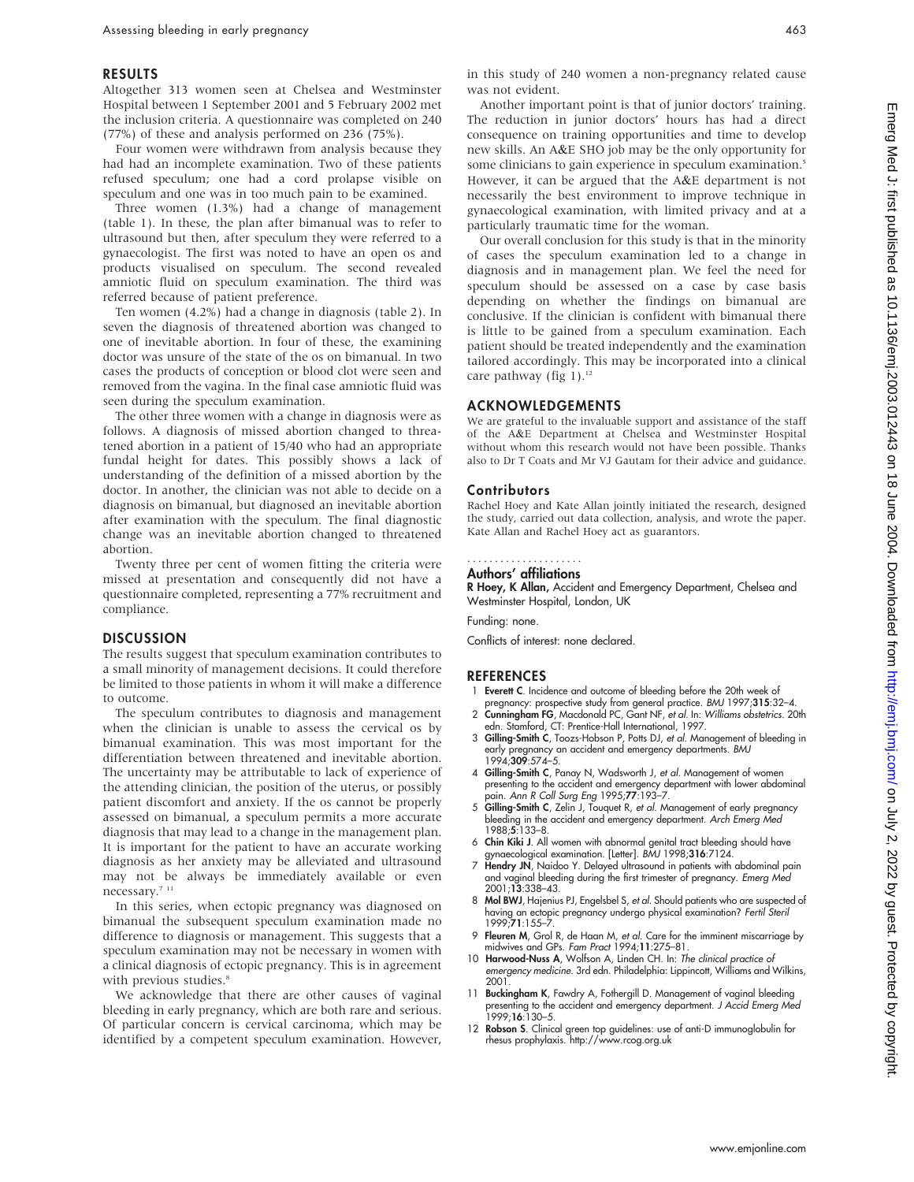## RESULTS

Altogether 313 women seen at Chelsea and Westminster Hospital between 1 September 2001 and 5 February 2002 met the inclusion criteria. A questionnaire was completed on 240 (77%) of these and analysis performed on 236 (75%).

Four women were withdrawn from analysis because they had had an incomplete examination. Two of these patients refused speculum; one had a cord prolapse visible on speculum and one was in too much pain to be examined.

Three women (1.3%) had a change of management (table 1). In these, the plan after bimanual was to refer to ultrasound but then, after speculum they were referred to a gynaecologist. The first was noted to have an open os and products visualised on speculum. The second revealed amniotic fluid on speculum examination. The third was referred because of patient preference.

Ten women (4.2%) had a change in diagnosis (table 2). In seven the diagnosis of threatened abortion was changed to one of inevitable abortion. In four of these, the examining doctor was unsure of the state of the os on bimanual. In two cases the products of conception or blood clot were seen and removed from the vagina. In the final case amniotic fluid was seen during the speculum examination.

The other three women with a change in diagnosis were as follows. A diagnosis of missed abortion changed to threatened abortion in a patient of 15/40 who had an appropriate fundal height for dates. This possibly shows a lack of understanding of the definition of a missed abortion by the doctor. In another, the clinician was not able to decide on a diagnosis on bimanual, but diagnosed an inevitable abortion after examination with the speculum. The final diagnostic change was an inevitable abortion changed to threatened abortion.

Twenty three per cent of women fitting the criteria were missed at presentation and consequently did not have a questionnaire completed, representing a 77% recruitment and compliance.

## DISCUSSION

The results suggest that speculum examination contributes to a small minority of management decisions. It could therefore be limited to those patients in whom it will make a difference to outcome.

The speculum contributes to diagnosis and management when the clinician is unable to assess the cervical os by bimanual examination. This was most important for the differentiation between threatened and inevitable abortion. The uncertainty may be attributable to lack of experience of the attending clinician, the position of the uterus, or possibly patient discomfort and anxiety. If the os cannot be properly assessed on bimanual, a speculum permits a more accurate diagnosis that may lead to a change in the management plan. It is important for the patient to have an accurate working diagnosis as her anxiety may be alleviated and ultrasound may not be always be immediately available or even necessary.[7 11]

In this series, when ectopic pregnancy was diagnosed on bimanual the subsequent speculum examination made no difference to diagnosis or management. This suggests that a speculum examination may not be necessary in women with a clinical diagnosis of ectopic pregnancy. This is in agreement with previous studies.[8]

We acknowledge that there are other causes of vaginal bleeding in early pregnancy, which are both rare and serious. Of particular concern is cervical carcinoma, which may be identified by a competent speculum examination. However, in this study of 240 women a non-pregnancy related cause was not evident.

Another important point is that of junior doctors' training. The reduction in junior doctors' hours has had a direct consequence on training opportunities and time to develop new skills. An A&E SHO job may be the only opportunity for some clinicians to gain experience in speculum examination.[5] However, it can be argued that the A&E department is not necessarily the best environment to improve technique in gynaecological examination, with limited privacy and at a particularly traumatic time for the woman.

Our overall conclusion for this study is that in the minority of cases the speculum examination led to a change in diagnosis and in management plan. We feel the need for speculum should be assessed on a case by case basis depending on whether the findings on bimanual are conclusive. If the clinician is confident with bimanual there is little to be gained from a speculum examination. Each patient should be treated independently and the examination tailored accordingly. This may be incorporated into a clinical care pathway (fig 1).[12]

## ACKNOWLEDGEMENTS

We are grateful to the invaluable support and assistance of the staff of the A&E Department at Chelsea and Westminster Hospital without whom this research would not have been possible. Thanks also to Dr T Coats and Mr VJ Gautam for their advice and guidance.

### Contributors

Rachel Hoey and Kate Allan jointly initiated the research, designed the study, carried out data collection, analysis, and wrote the paper. Kate Allan and Rachel Hoey act as guarantors.

### Authors' affiliations

**R Hoey, K Allan,** Accident and Emergency Department, Chelsea and Westminster Hospital, London, UK

Funding: none.

Conflicts of interest: none declared.

## REFERENCES

1. **Everett C**. Incidence and outcome of bleeding before the 20th week of pregnancy: prospective study from general practice. *BMJ* 1997;**315**:32–4.
2. **Cunningham FG**, Macdonald PC, Gant NF, *et al*. In: *Williams obstetrics*. 20th edn. Stamford, CT: Prentice-Hall International, 1997.
3. **Gilling-Smith C**, Toozs-Hobson P, Potts DJ, *et al*. Management of bleeding in early pregnancy an accident and emergency departments. *BMJ* 1994;**309**:574–5.
4. **Gilling-Smith C**, Panay N, Wadsworth J, *et al*. Management of women presenting to the accident and emergency department with lower abdominal pain. *Ann R Coll Surg Eng* 1995;**77**:193–7.
5. **Gilling-Smith C**, Zelin J, Touquet R, *et al*. Management of early pregnancy bleeding in the accident and emergency department. *Arch Emerg Med* 1988;**5**:133–8.
6. **Chin Kiki J**. All women with abnormal genital tract bleeding should have gynaecological examination. [Letter]. *BMJ* 1998;**316**:7124.
7. **Hendry JN**, Naidoo Y. Delayed ultrasound in patients with abdominal pain and vaginal bleeding during the first trimester of pregnancy. *Emerg Med* 2001;**13**:338–43.
8. **Mol BWJ**, Hajenius PJ, Engelsbel S, *et al*. Should patients who are suspected of having an ectopic pregnancy undergo physical examination? *Fertil Steril* 1999;**71**:155–7.
9. **Fleuren M**, Grol R, de Haan M, *et al*. Care for the imminent miscarriage by midwives and GPs. *Fam Pract* 1994;**11**:275–81.
10. **Harwood-Nuss A**, Wolfson A, Linden CH. In: *The clinical practice of emergency medicine*. 3rd edn. Philadelphia: Lippincott, Williams and Wilkins, 2001.
11. **Buckingham K**, Fawdry A, Fothergill D. Management of vaginal bleeding presenting to the accident and emergency department. *J Accid Emerg Med* 1999;**16**:130–5.
12. **Robson S**. Clinical green top guidelines: use of anti-D immunoglobulin for rhesus prophylaxis. http://www.rcog.org.uk